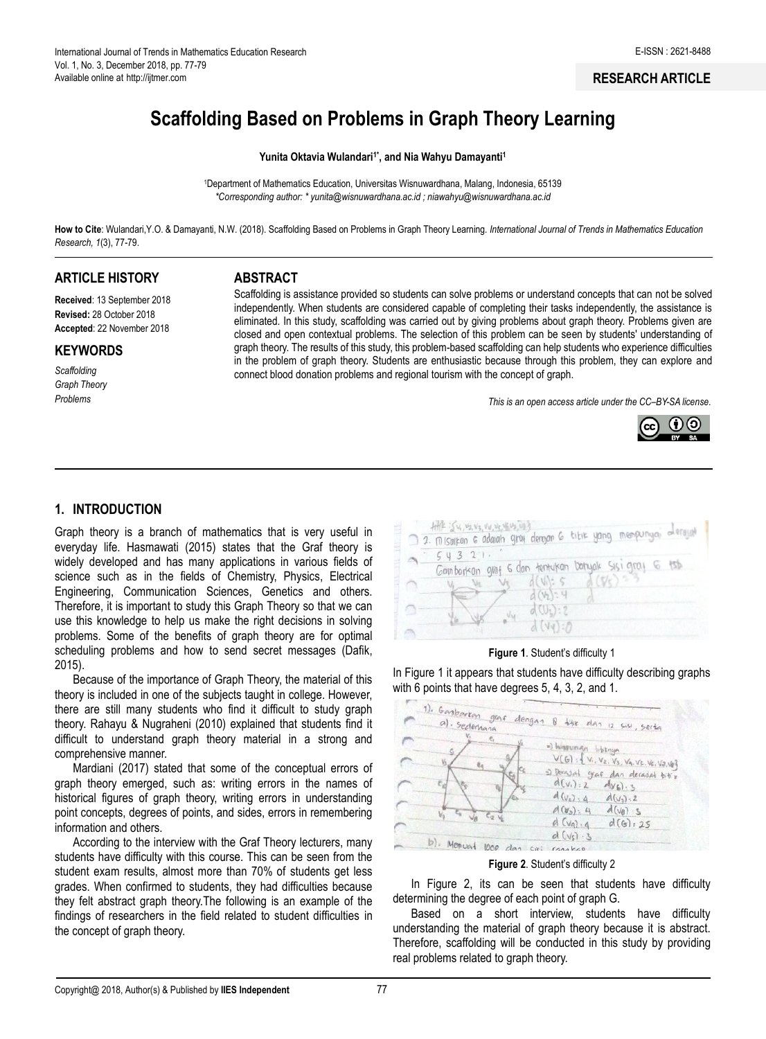RESEARCH ARTICLE

# Scaffolding Based on Problems in Graph Theory Learning

**Yunita Oktavia Wulandari[1*], and Nia Wahyu Damayanti[1]**

[1]Department of Mathematics Education, Universitas Wisnuwardhana, Malang, Indonesia, 65139
*\*Corresponding author: \* yunita@wisnuwardhana.ac.id ; niawahyu@wisnuwardhana.ac.id*

**How to Cite**: Wulandari,Y.O. & Damayanti, N.W. (2018). Scaffolding Based on Problems in Graph Theory Learning. *International Journal of Trends in Mathematics Education Research, 1*(3), 77-79.

## ARTICLE HISTORY

**Received**: 13 September 2018
**Revised:** 28 October 2018
**Accepted**: 22 November 2018

## KEYWORDS

*Scaffolding*
*Graph Theory*
*Problems*

## ABSTRACT

Scaffolding is assistance provided so students can solve problems or understand concepts that can not be solved independently. When students are considered capable of completing their tasks independently, the assistance is eliminated. In this study, scaffolding was carried out by giving problems about graph theory. Problems given are closed and open contextual problems. The selection of this problem can be seen by students' understanding of graph theory. The results of this study, this problem-based scaffolding can help students who experience difficulties in the problem of graph theory. Students are enthusiastic because through this problem, they can explore and connect blood donation problems and regional tourism with the concept of graph.

*This is an open access article under the CC–BY-SA license.*

## 1. INTRODUCTION

Graph theory is a branch of mathematics that is very useful in everyday life. Hasmawati (2015) states that the Graf theory is widely developed and has many applications in various fields of science such as in the fields of Chemistry, Physics, Electrical Engineering, Communication Sciences, Genetics and others. Therefore, it is important to study this Graph Theory so that we can use this knowledge to help us make the right decisions in solving problems. Some of the benefits of graph theory are for optimal scheduling problems and how to send secret messages (Dafik, 2015).

Because of the importance of Graph Theory, the material of this theory is included in one of the subjects taught in college. However, there are still many students who find it difficult to study graph theory. Rahayu & Nugraheni (2010) explained that students find it difficult to understand graph theory material in a strong and comprehensive manner.

Mardiani (2017) stated that some of the conceptual errors of graph theory emerged, such as: writing errors in the names of historical figures of graph theory, writing errors in understanding point concepts, degrees of points, and sides, errors in remembering information and others.

According to the interview with the Graf Theory lecturers, many students have difficulty with this course. This can be seen from the student exam results, almost more than 70% of students get less grades. When confirmed to students, they had difficulties because they felt abstract graph theory.The following is an example of the findings of researchers in the field related to student difficulties in the concept of graph theory.

**Figure 1**. Student's difficulty 1

In Figure 1 it appears that students have difficulty describing graphs with 6 points that have degrees 5, 4, 3, 2, and 1.

**Figure 2**. Student's difficulty 2

In Figure 2, its can be seen that students have difficulty determining the degree of each point of graph G.

Based on a short interview, students have difficulty understanding the material of graph theory because it is abstract. Therefore, scaffolding will be conducted in this study by providing real problems related to graph theory.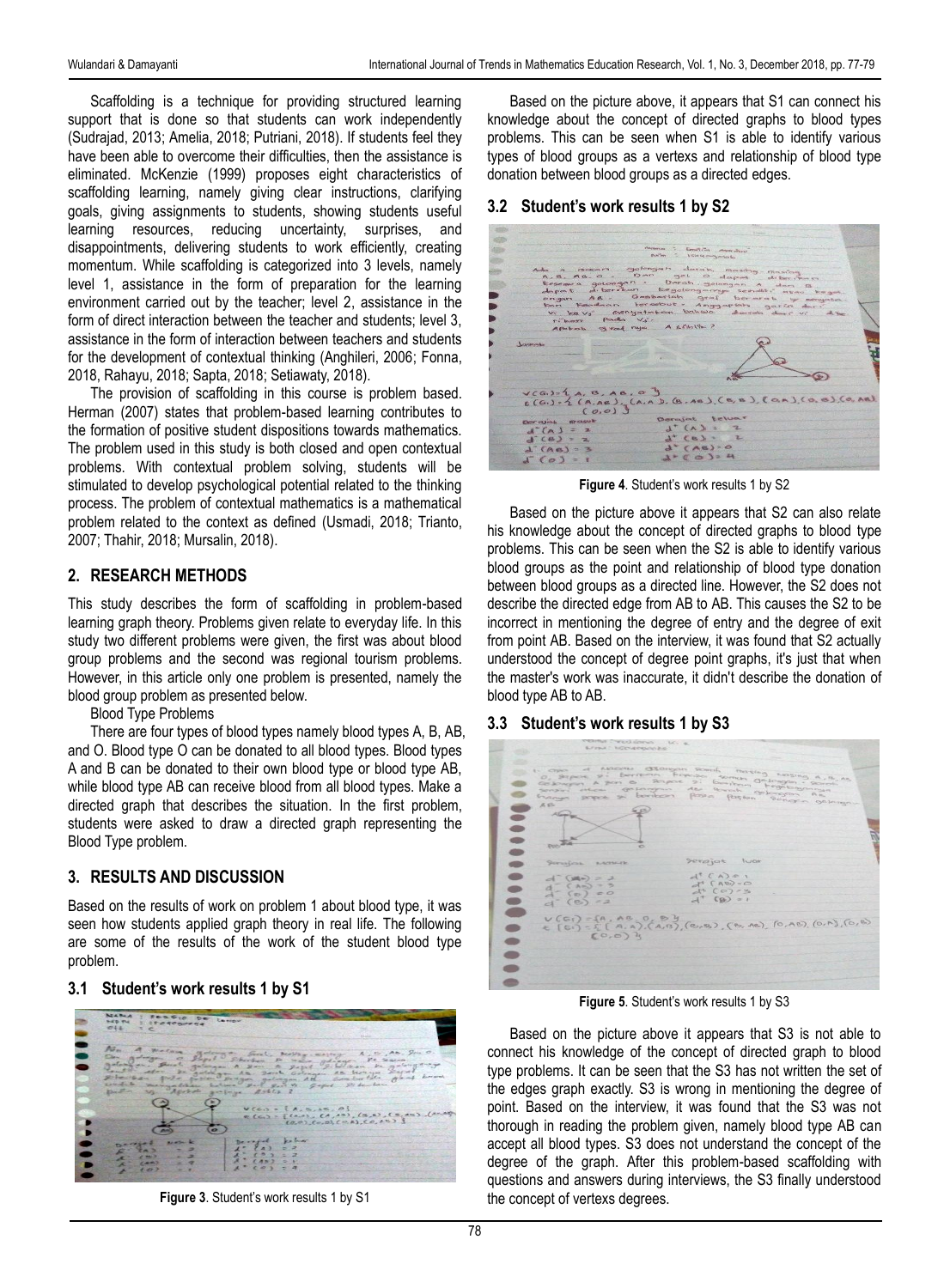Scaffolding is a technique for providing structured learning support that is done so that students can work independently (Sudrajad, 2013; Amelia, 2018; Putriani, 2018). If students feel they have been able to overcome their difficulties, then the assistance is eliminated. McKenzie (1999) proposes eight characteristics of scaffolding learning, namely giving clear instructions, clarifying goals, giving assignments to students, showing students useful learning resources, reducing uncertainty, surprises, and disappointments, delivering students to work efficiently, creating momentum. While scaffolding is categorized into 3 levels, namely level 1, assistance in the form of preparation for the learning environment carried out by the teacher; level 2, assistance in the form of direct interaction between the teacher and students; level 3, assistance in the form of interaction between teachers and students for the development of contextual thinking (Anghileri, 2006; Fonna, 2018, Rahayu, 2018; Sapta, 2018; Setiawaty, 2018).

The provision of scaffolding in this course is problem based. Herman (2007) states that problem-based learning contributes to the formation of positive student dispositions towards mathematics. The problem used in this study is both closed and open contextual problems. With contextual problem solving, students will be stimulated to develop psychological potential related to the thinking process. The problem of contextual mathematics is a mathematical problem related to the context as defined (Usmadi, 2018; Trianto, 2007; Thahir, 2018; Mursalin, 2018).

## 2. RESEARCH METHODS

This study describes the form of scaffolding in problem-based learning graph theory. Problems given relate to everyday life. In this study two different problems were given, the first was about blood group problems and the second was regional tourism problems. However, in this article only one problem is presented, namely the blood group problem as presented below.

Blood Type Problems

There are four types of blood types namely blood types A, B, AB, and O. Blood type O can be donated to all blood types. Blood types A and B can be donated to their own blood type or blood type AB, while blood type AB can receive blood from all blood types. Make a directed graph that describes the situation. In the first problem, students were asked to draw a directed graph representing the Blood Type problem.

## 3. RESULTS AND DISCUSSION

Based on the results of work on problem 1 about blood type, it was seen how students applied graph theory in real life. The following are some of the results of the work of the student blood type problem.

### 3.1 Student's work results 1 by S1

**Figure 3**. Student's work results 1 by S1

Based on the picture above, it appears that S1 can connect his knowledge about the concept of directed graphs to blood types problems. This can be seen when S1 is able to identify various types of blood groups as a vertexs and relationship of blood type donation between blood groups as a directed edges.

### 3.2 Student's work results 1 by S2

**Figure 4**. Student's work results 1 by S2

Based on the picture above it appears that S2 can also relate his knowledge about the concept of directed graphs to blood type problems. This can be seen when the S2 is able to identify various blood groups as the point and relationship of blood type donation between blood groups as a directed line. However, the S2 does not describe the directed edge from AB to AB. This causes the S2 to be incorrect in mentioning the degree of entry and the degree of exit from point AB. Based on the interview, it was found that S2 actually understood the concept of degree point graphs, it's just that when the master's work was inaccurate, it didn't describe the donation of blood type AB to AB.

### 3.3 Student's work results 1 by S3

**Figure 5**. Student's work results 1 by S3

Based on the picture above it appears that S3 is not able to connect his knowledge of the concept of directed graph to blood type problems. It can be seen that the S3 has not written the set of the edges graph exactly. S3 is wrong in mentioning the degree of point. Based on the interview, it was found that the S3 was not thorough in reading the problem given, namely blood type AB can accept all blood types. S3 does not understand the concept of the degree of the graph. After this problem-based scaffolding with questions and answers during interviews, the S3 finally understood the concept of vertexs degrees.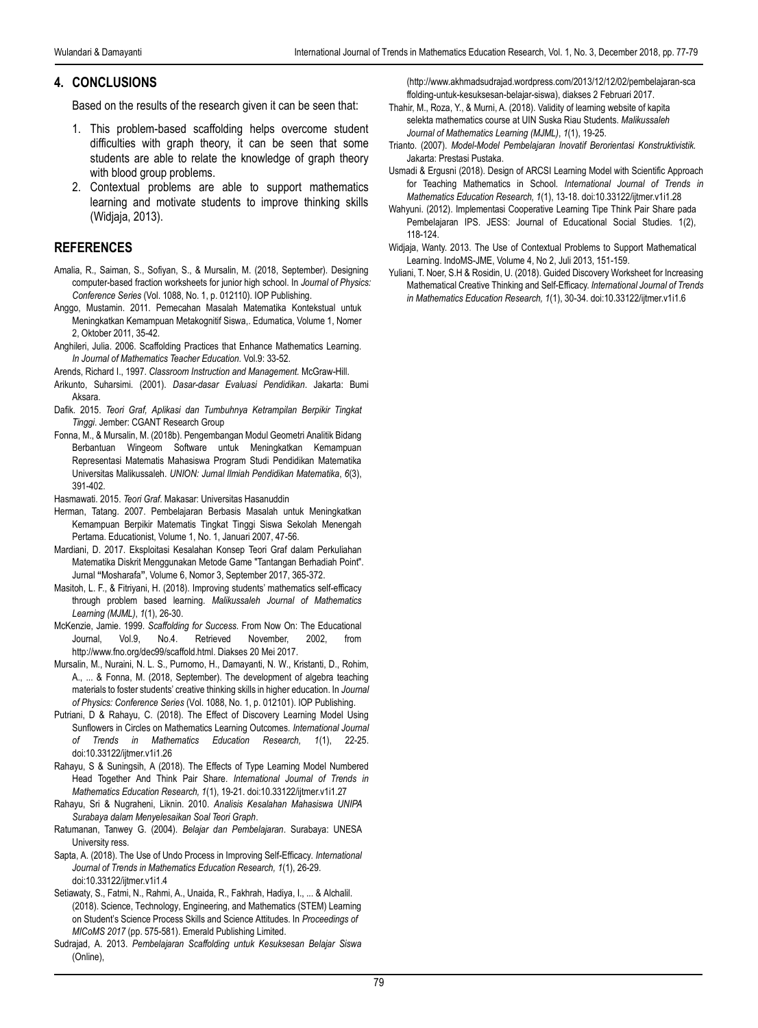## 4. CONCLUSIONS

Based on the results of the research given it can be seen that:

1. This problem-based scaffolding helps overcome student difficulties with graph theory, it can be seen that some students are able to relate the knowledge of graph theory with blood group problems.
2. Contextual problems are able to support mathematics learning and motivate students to improve thinking skills (Widjaja, 2013).

## REFERENCES

Amalia, R., Saiman, S., Sofiyan, S., & Mursalin, M. (2018, September). Designing computer-based fraction worksheets for junior high school. In *Journal of Physics: Conference Series* (Vol. 1088, No. 1, p. 012110). IOP Publishing.

Anggo, Mustamin. 2011. Pemecahan Masalah Matematika Kontekstual untuk Meningkatkan Kemampuan Metakognitif Siswa,. Edumatica, Volume 1, Nomer 2, Oktober 2011, 35-42.

Anghileri, Julia. 2006. Scaffolding Practices that Enhance Mathematics Learning. *In Journal of Mathematics Teacher Education*. Vol.9: 33-52.

Arends, Richard I., 1997. *Classroom Instruction and Management.* McGraw-Hill.

Arikunto, Suharsimi. (2001). *Dasar-dasar Evaluasi Pendidikan*. Jakarta: Bumi Aksara.

Dafik. 2015. *Teori Graf, Aplikasi dan Tumbuhnya Ketrampilan Berpikir Tingkat Tinggi*. Jember: CGANT Research Group

Fonna, M., & Mursalin, M. (2018b). Pengembangan Modul Geometri Analitik Bidang Berbantuan Wingeom Software untuk Meningkatkan Kemampuan Representasi Matematis Mahasiswa Program Studi Pendidikan Matematika Universitas Malikussaleh. *UNION: Jurnal Ilmiah Pendidikan Matematika*, *6*(3), 391-402.

Hasmawati. 2015. *Teori Graf*. Makasar: Universitas Hasanuddin

Herman, Tatang. 2007. Pembelajaran Berbasis Masalah untuk Meningkatkan Kemampuan Berpikir Matematis Tingkat Tinggi Siswa Sekolah Menengah Pertama. Educationist, Volume 1, No. 1, Januari 2007, 47-56.

Mardiani, D. 2017. Eksploitasi Kesalahan Konsep Teori Graf dalam Perkuliahan Matematika Diskrit Menggunakan Metode Game "Tantangan Berhadiah Point". Jurnal **"**Mosharafa**"**, Volume 6, Nomor 3, September 2017, 365-372.

Masitoh, L. F., & Fitriyani, H. (2018). Improving students' mathematics self-efficacy through problem based learning. *Malikussaleh Journal of Mathematics Learning (MJML)*, *1*(1), 26-30.

McKenzie, Jamie. 1999. *Scaffolding for Success*. From Now On: The Educational Journal, Vol.9, No.4. Retrieved November, 2002, from http://www.fno.org/dec99/scaffold.html. Diakses 20 Mei 2017.

Mursalin, M., Nuraini, N. L. S., Purnomo, H., Damayanti, N. W., Kristanti, D., Rohim, A., ... & Fonna, M. (2018, September). The development of algebra teaching materials to foster students' creative thinking skills in higher education. In *Journal of Physics: Conference Series* (Vol. 1088, No. 1, p. 012101). IOP Publishing.

Putriani, D & Rahayu, C. (2018). The Effect of Discovery Learning Model Using Sunflowers in Circles on Mathematics Learning Outcomes. *International Journal of Trends in Mathematics Education Research, 1*(1), 22-25. doi:10.33122/ijtmer.v1i1.26

Rahayu, S & Suningsih, A (2018). The Effects of Type Learning Model Numbered Head Together And Think Pair Share. *International Journal of Trends in Mathematics Education Research, 1*(1), 19-21. doi:10.33122/ijtmer.v1i1.27

Rahayu, Sri & Nugraheni, Liknin. 2010. *Analisis Kesalahan Mahasiswa UNIPA Surabaya dalam Menyelesaikan Soal Teori Graph*.

Ratumanan, Tanwey G. (2004). *Belajar dan Pembelajaran*. Surabaya: UNESA University ress.

Sapta, A. (2018). The Use of Undo Process in Improving Self-Efficacy. *International Journal of Trends in Mathematics Education Research, 1*(1), 26-29. doi:10.33122/ijtmer.v1i1.4

Setiawaty, S., Fatmi, N., Rahmi, A., Unaida, R., Fakhrah, Hadiya, I., ... & Alchalil. (2018). Science, Technology, Engineering, and Mathematics (STEM) Learning on Student's Science Process Skills and Science Attitudes. In *Proceedings of MICoMS 2017* (pp. 575-581). Emerald Publishing Limited.

Sudrajad, A. 2013. *Pembelajaran Scaffolding untuk Kesuksesan Belajar Siswa* (Online), (http://www.akhmadsudrajad.wordpress.com/2013/12/12/02/pembelajaran-scaffolding-untuk-kesuksesan-belajar-siswa), diakses 2 Februari 2017.

Thahir, M., Roza, Y., & Murni, A. (2018). Validity of learning website of kapita selekta mathematics course at UIN Suska Riau Students. *Malikussaleh Journal of Mathematics Learning (MJML)*, *1*(1), 19-25.

Trianto. (2007). *Model-Model Pembelajaran Inovatif Berorientasi Konstruktivistik.* Jakarta: Prestasi Pustaka.

Usmadi & Ergusni (2018). Design of ARCSI Learning Model with Scientific Approach for Teaching Mathematics in School. *International Journal of Trends in Mathematics Education Research, 1*(1), 13-18. doi:10.33122/ijtmer.v1i1.28

Wahyuni. (2012). Implementasi Cooperative Learning Tipe Think Pair Share pada Pembelajaran IPS. JESS: Journal of Educational Social Studies. 1(2), 118-124.

Widjaja, Wanty. 2013. The Use of Contextual Problems to Support Mathematical Learning. IndoMS-JME, Volume 4, No 2, Juli 2013, 151-159.

Yuliani, T. Noer, S.H & Rosidin, U. (2018). Guided Discovery Worksheet for Increasing Mathematical Creative Thinking and Self-Efficacy. *International Journal of Trends in Mathematics Education Research, 1*(1), 30-34. doi:10.33122/ijtmer.v1i1.6